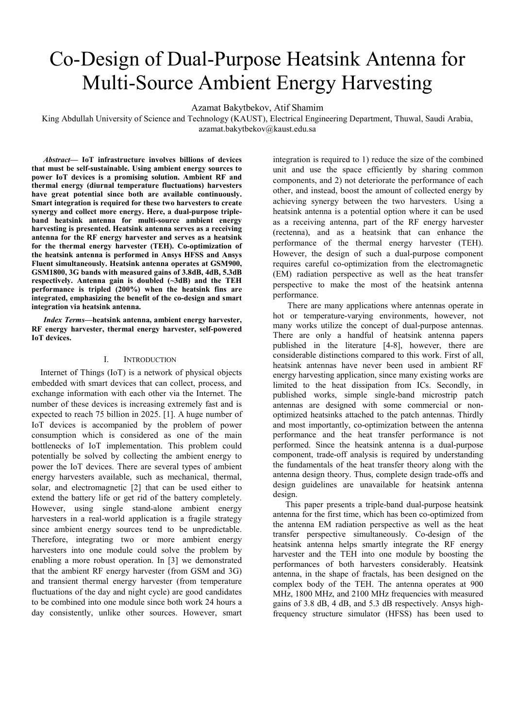# Co-Design of Dual-Purpose Heatsink Antenna for Multi-Source Ambient Energy Harvesting

Azamat Bakytbekov, Atif Shamim

King Abdullah University of Science and Technology (KAUST), Electrical Engineering Department, Thuwal, Saudi Arabia, azamat.bakytbekov@kaust.edu.sa

***Abstract*— IoT infrastructure involves billions of devices that must be self-sustainable. Using ambient energy sources to power IoT devices is a promising solution. Ambient RF and thermal energy (diurnal temperature fluctuations) harvesters have great potential since both are available continuously. Smart integration is required for these two harvesters to create synergy and collect more energy. Here, a dual-purpose triple-band heatsink antenna for multi-source ambient energy harvesting is presented. Heatsink antenna serves as a receiving antenna for the RF energy harvester and serves as a heatsink for the thermal energy harvester (TEH). Co-optimization of the heatsink antenna is performed in Ansys HFSS and Ansys Fluent simultaneously. Heatsink antenna operates at GSM900, GSM1800, 3G bands with measured gains of 3.8dB, 4dB, 5.3dB respectively. Antenna gain is doubled (~3dB) and the TEH performance is tripled (200%) when the heatsink fins are integrated, emphasizing the benefit of the co-design and smart integration via heatsink antenna.**

***Index Terms*—heatsink antenna, ambient energy harvester, RF energy harvester, thermal energy harvester, self-powered IoT devices.**

## I. Introduction

Internet of Things (IoT) is a network of physical objects embedded with smart devices that can collect, process, and exchange information with each other via the Internet. The number of these devices is increasing extremely fast and is expected to reach 75 billion in 2025. [1]. A huge number of IoT devices is accompanied by the problem of power consumption which is considered as one of the main bottlenecks of IoT implementation. This problem could potentially be solved by collecting the ambient energy to power the IoT devices. There are several types of ambient energy harvesters available, such as mechanical, thermal, solar, and electromagnetic [2] that can be used either to extend the battery life or get rid of the battery completely. However, using single stand-alone ambient energy harvesters in a real-world application is a fragile strategy since ambient energy sources tend to be unpredictable. Therefore, integrating two or more ambient energy harvesters into one module could solve the problem by enabling a more robust operation. In [3] we demonstrated that the ambient RF energy harvester (from GSM and 3G) and transient thermal energy harvester (from temperature fluctuations of the day and night cycle) are good candidates to be combined into one module since both work 24 hours a day consistently, unlike other sources. However, smart integration is required to 1) reduce the size of the combined unit and use the space efficiently by sharing common components, and 2) not deteriorate the performance of each other, and instead, boost the amount of collected energy by achieving synergy between the two harvesters. Using a heatsink antenna is a potential option where it can be used as a receiving antenna, part of the RF energy harvester (rectenna), and as a heatsink that can enhance the performance of the thermal energy harvester (TEH). However, the design of such a dual-purpose component requires careful co-optimization from the electromagnetic (EM) radiation perspective as well as the heat transfer perspective to make the most of the heatsink antenna performance.

There are many applications where antennas operate in hot or temperature-varying environments, however, not many works utilize the concept of dual-purpose antennas. There are only a handful of heatsink antenna papers published in the literature [4-8], however, there are considerable distinctions compared to this work. First of all, heatsink antennas have never been used in ambient RF energy harvesting application, since many existing works are limited to the heat dissipation from ICs. Secondly, in published works, simple single-band microstrip patch antennas are designed with some commercial or non-optimized heatsinks attached to the patch antennas. Thirdly and most importantly, co-optimization between the antenna performance and the heat transfer performance is not performed. Since the heatsink antenna is a dual-purpose component, trade-off analysis is required by understanding the fundamentals of the heat transfer theory along with the antenna design theory. Thus, complete design trade-offs and design guidelines are unavailable for heatsink antenna design.

This paper presents a triple-band dual-purpose heatsink antenna for the first time, which has been co-optimized from the antenna EM radiation perspective as well as the heat transfer perspective simultaneously. Co-design of the heatsink antenna helps smartly integrate the RF energy harvester and the TEH into one module by boosting the performances of both harvesters considerably. Heatsink antenna, in the shape of fractals, has been designed on the complex body of the TEH. The antenna operates at 900 MHz, 1800 MHz, and 2100 MHz frequencies with measured gains of 3.8 dB, 4 dB, and 5.3 dB respectively. Ansys high-frequency structure simulator (HFSS) has been used to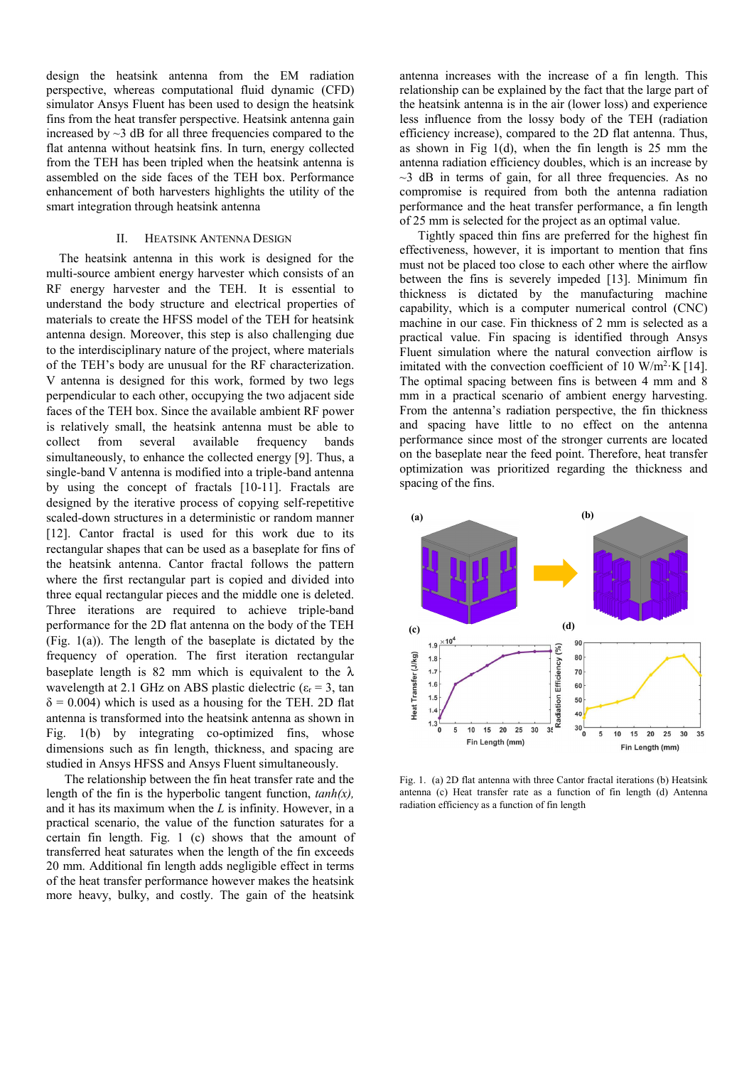design the heatsink antenna from the EM radiation perspective, whereas computational fluid dynamic (CFD) simulator Ansys Fluent has been used to design the heatsink fins from the heat transfer perspective. Heatsink antenna gain increased by ~3 dB for all three frequencies compared to the flat antenna without heatsink fins. In turn, energy collected from the TEH has been tripled when the heatsink antenna is assembled on the side faces of the TEH box. Performance enhancement of both harvesters highlights the utility of the smart integration through heatsink antenna

## II. Heatsink Antenna Design

The heatsink antenna in this work is designed for the multi-source ambient energy harvester which consists of an RF energy harvester and the TEH. It is essential to understand the body structure and electrical properties of materials to create the HFSS model of the TEH for heatsink antenna design. Moreover, this step is also challenging due to the interdisciplinary nature of the project, where materials of the TEH's body are unusual for the RF characterization. V antenna is designed for this work, formed by two legs perpendicular to each other, occupying the two adjacent side faces of the TEH box. Since the available ambient RF power is relatively small, the heatsink antenna must be able to collect from several available frequency bands simultaneously, to enhance the collected energy [9]. Thus, a single-band V antenna is modified into a triple-band antenna by using the concept of fractals [10-11]. Fractals are designed by the iterative process of copying self-repetitive scaled-down structures in a deterministic or random manner [12]. Cantor fractal is used for this work due to its rectangular shapes that can be used as a baseplate for fins of the heatsink antenna. Cantor fractal follows the pattern where the first rectangular part is copied and divided into three equal rectangular pieces and the middle one is deleted. Three iterations are required to achieve triple-band performance for the 2D flat antenna on the body of the TEH (Fig. 1(a)). The length of the baseplate is dictated by the frequency of operation. The first iteration rectangular baseplate length is 82 mm which is equivalent to the λ wavelength at 2.1 GHz on ABS plastic dielectric ($\varepsilon_r$ = 3, tan δ = 0.004) which is used as a housing for the TEH. 2D flat antenna is transformed into the heatsink antenna as shown in Fig. 1(b) by integrating co-optimized fins, whose dimensions such as fin length, thickness, and spacing are studied in Ansys HFSS and Ansys Fluent simultaneously.

The relationship between the fin heat transfer rate and the length of the fin is the hyperbolic tangent function, *tanh(x),* and it has its maximum when the *L* is infinity. However, in a practical scenario, the value of the function saturates for a certain fin length. Fig. 1 (c) shows that the amount of transferred heat saturates when the length of the fin exceeds 20 mm. Additional fin length adds negligible effect in terms of the heat transfer performance however makes the heatsink more heavy, bulky, and costly. The gain of the heatsink antenna increases with the increase of a fin length. This relationship can be explained by the fact that the large part of the heatsink antenna is in the air (lower loss) and experience less influence from the lossy body of the TEH (radiation efficiency increase), compared to the 2D flat antenna. Thus, as shown in Fig 1(d), when the fin length is 25 mm the antenna radiation efficiency doubles, which is an increase by ~3 dB in terms of gain, for all three frequencies. As no compromise is required from both the antenna radiation performance and the heat transfer performance, a fin length of 25 mm is selected for the project as an optimal value.

Tightly spaced thin fins are preferred for the highest fin effectiveness, however, it is important to mention that fins must not be placed too close to each other where the airflow between the fins is severely impeded [13]. Minimum fin thickness is dictated by the manufacturing machine capability, which is a computer numerical control (CNC) machine in our case. Fin thickness of 2 mm is selected as a practical value. Fin spacing is identified through Ansys Fluent simulation where the natural convection airflow is imitated with the convection coefficient of 10 $W/m^2 \cdot K$ [14]. The optimal spacing between fins is between 4 mm and 8 mm in a practical scenario of ambient energy harvesting. From the antenna's radiation perspective, the fin thickness and spacing have little to no effect on the antenna performance since most of the stronger currents are located on the baseplate near the feed point. Therefore, heat transfer optimization was prioritized regarding the thickness and spacing of the fins.

Fig. 1. (a) 2D flat antenna with three Cantor fractal iterations (b) Heatsink antenna (c) Heat transfer rate as a function of fin length (d) Antenna radiation efficiency as a function of fin length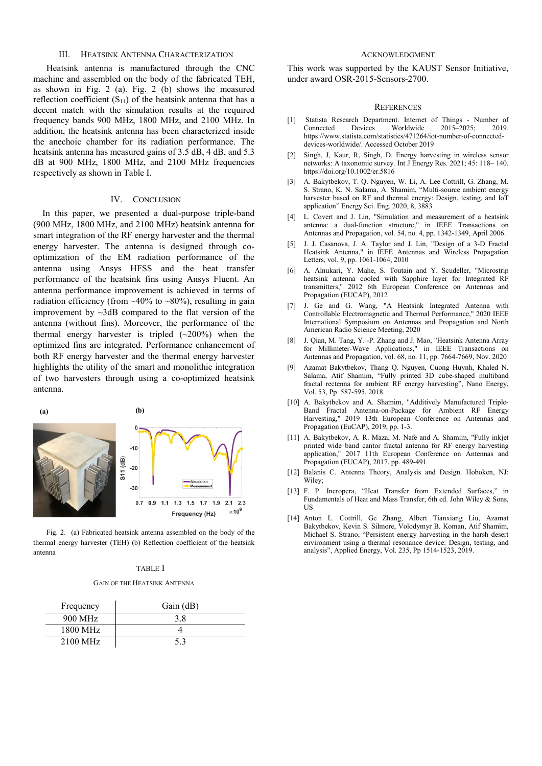## III. Heatsink Antenna Characterization

Heatsink antenna is manufactured through the CNC machine and assembled on the body of the fabricated TEH, as shown in Fig. 2 (a). Fig. 2 (b) shows the measured reflection coefficient ($S_{11}$) of the heatsink antenna that has a decent match with the simulation results at the required frequency bands 900 MHz, 1800 MHz, and 2100 MHz. In addition, the heatsink antenna has been characterized inside the anechoic chamber for its radiation performance. The heatsink antenna has measured gains of 3.5 dB, 4 dB, and 5.3 dB at 900 MHz, 1800 MHz, and 2100 MHz frequencies respectively as shown in Table I.

## IV. Conclusion

In this paper, we presented a dual-purpose triple-band (900 MHz, 1800 MHz, and 2100 MHz) heatsink antenna for smart integration of the RF energy harvester and the thermal energy harvester. The antenna is designed through co-optimization of the EM radiation performance of the antenna using Ansys HFSS and the heat transfer performance of the heatsink fins using Ansys Fluent. An antenna performance improvement is achieved in terms of radiation efficiency (from ~40% to ~80%), resulting in gain improvement by ~3dB compared to the flat version of the antenna (without fins). Moreover, the performance of the thermal energy harvester is tripled (~200%) when the optimized fins are integrated. Performance enhancement of both RF energy harvester and the thermal energy harvester highlights the utility of the smart and monolithic integration of two harvesters through using a co-optimized heatsink antenna.

(a)

(b)

0
-10
-20
-30
S11 (dB)
Simulation
Measurement
0.7 0.9 1.1 1.3 1.5 1.7 1.9 2.1 2.3
$\times 10^9$
Frequency (Hz)

Fig. 2. (a) Fabricated heatsink antenna assembled on the body of the thermal energy harvester (TEH) (b) Reflection coefficient of the heatsink antenna

TABLE I

Gain of the Heatsink Antenna

| Frequency | Gain (dB) |
|---|---|
| 900 MHz | 3.8 |
| 1800 MHz | 4 |
| 2100 MHz | 5.3 |

## Acknowledgment

This work was supported by the KAUST Sensor Initiative, under award OSR-2015-Sensors-2700.

## References

[1] Statista Research Department. Internet of Things - Number of Connected Devices Worldwide 2015–2025; 2019. https://www.statista.com/statistics/471264/iot-number-of-connected-devices-worldwide/. Accessed October 2019

[2] Singh, J, Kaur, R, Singh, D. Energy harvesting in wireless sensor networks: A taxonomic survey. Int J Energy Res. 2021; 45: 118– 140. https://doi.org/10.1002/er.5816

[3] A. Bakytbekov, T. Q. Nguyen, W. Li, A. Lee Cottrill, G. Zhang, M. S. Strano, K. N. Salama, A. Shamim, "Multi-source ambient energy harvester based on RF and thermal energy: Design, testing, and IoT application" Energy Sci. Eng. 2020, 8, 3883

[4] L. Covert and J. Lin, "Simulation and measurement of a heatsink antenna: a dual-function structure," in IEEE Transactions on Antennas and Propagation, vol. 54, no. 4, pp. 1342-1349, April 2006.

[5] J. J. Casanova, J. A. Taylor and J. Lin, "Design of a 3-D Fractal Heatsink Antenna," in IEEE Antennas and Wireless Propagation Letters, vol. 9, pp. 1061-1064, 2010

[6] A. Alnukari, Y. Mahe, S. Toutain and Y. Scudeller, "Microstrip heatsink antenna cooled with Sapphire layer for Integrated RF transmitters," 2012 6th European Conference on Antennas and Propagation (EUCAP), 2012

[7] J. Ge and G. Wang, "A Heatsink Integrated Antenna with Controllable Electromagnetic and Thermal Performance," 2020 IEEE International Symposium on Antennas and Propagation and North American Radio Science Meeting, 2020

[8] J. Qian, M. Tang, Y. -P. Zhang and J. Mao, "Heatsink Antenna Array for Millimeter-Wave Applications," in IEEE Transactions on Antennas and Propagation, vol. 68, no. 11, pp. 7664-7669, Nov. 2020

[9] Azamat Bakytbekov, Thang Q. Nguyen, Cuong Huynh, Khaled N. Salama, Atif Shamim, "Fully printed 3D cube-shaped multiband fractal rectenna for ambient RF energy harvesting", Nano Energy, Vol. 53, Pp. 587-595, 2018.

[10] A. Bakytbekov and A. Shamim, "Additively Manufactured Triple-Band Fractal Antenna-on-Package for Ambient RF Energy Harvesting," 2019 13th European Conference on Antennas and Propagation (EuCAP), 2019, pp. 1-3.

[11] A. Bakytbekov, A. R. Maza, M. Nafe and A. Shamim, "Fully inkjet printed wide band cantor fractal antenna for RF energy harvesting application," 2017 11th European Conference on Antennas and Propagation (EUCAP), 2017, pp. 489-491

[12] Balanis C. Antenna Theory, Analysis and Design. Hoboken, NJ: Wiley;

[13] F. P. Incropera, "Heat Transfer from Extended Surfaces," in Fundamentals of Heat and Mass Transfer, 6th ed. John Wiley & Sons, US

[14] Anton L. Cottrill, Ge Zhang, Albert Tianxiang Liu, Azamat Bakytbekov, Kevin S. Silmore, Volodymyr B. Koman, Atif Shamim, Michael S. Strano, "Persistent energy harvesting in the harsh desert environment using a thermal resonance device: Design, testing, and analysis", Applied Energy, Vol. 235, Pp 1514-1523, 2019.